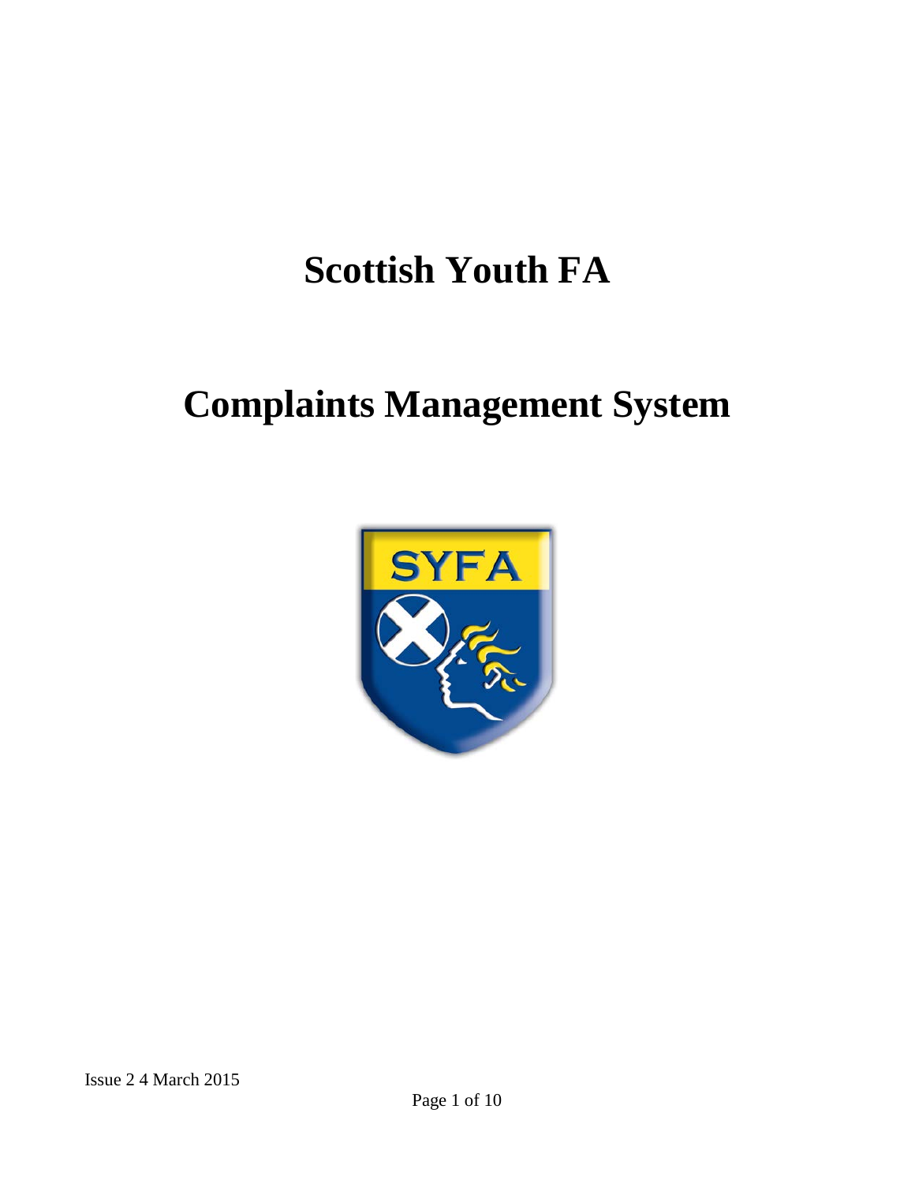# Scottish Youth FA

# Complaints Management System

Issue 2 4 March 2015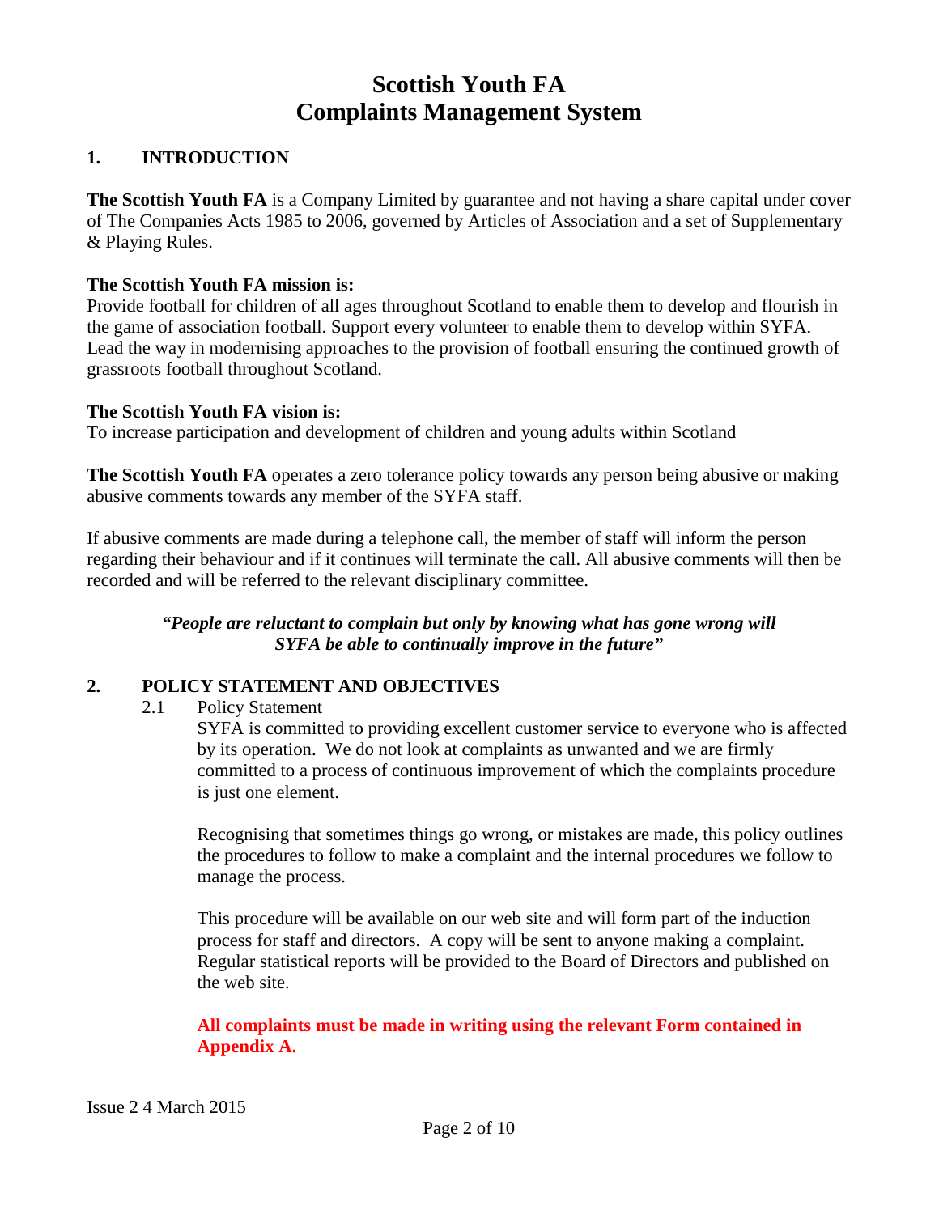# Scottish Youth FA
# Complains Management System

## 1. INTRODUCTION

**The Scottish Youth FA** is a Company Limited by guarantee and not having a share capital under cover of The Companies Acts 1985 to 2006, governed by Articles of Association and a set of Supplementary & Playing Rules.

**The Scottish Youth FA mission is:**
Provide football for children of all ages throughout Scotland to enable them to develop and flourish in the game of association football. Support every volunteer to enable them to develop within SYFA. Lead the way in modernising approaches to the provision of football ensuring the continued growth of grassroots football throughout Scotland.

**The Scottish Youth FA vision is:**
To increase participation and development of children and young adults within Scotland

**The Scottish Youth FA** operates a zero tolerance policy towards any person being abusive or making abusive comments towards any member of the SYFA staff.

If abusive comments are made during a telephone call, the member of staff will inform the person regarding their behaviour and if it continues will terminate the call. All abusive comments will then be recorded and will be referred to the relevant disciplinary committee.

***"People are reluctant to complain but only by knowing what has gone wrong will SYFA be able to continually improve in the future"***

## 2. POLICY STATEMENT AND OBJECTIVES

2.1 Policy Statement

SYFA is committed to providing excellent customer service to everyone who is affected by its operation. We do not look at complaints as unwanted and we are firmly committed to a process of continuous improvement of which the complaints procedure is just one element.

Recognising that sometimes things go wrong, or mistakes are made, this policy outlines the procedures to follow to make a complaint and the internal procedures we follow to manage the process.

This procedure will be available on our web site and will form part of the induction process for staff and directors. A copy will be sent to anyone making a complaint. Regular statistical reports will be provided to the Board of Directors and published on the web site.

**All complaints must be made in writing using the relevant Form contained in Appendix A.**

Issue 2 4 March 2015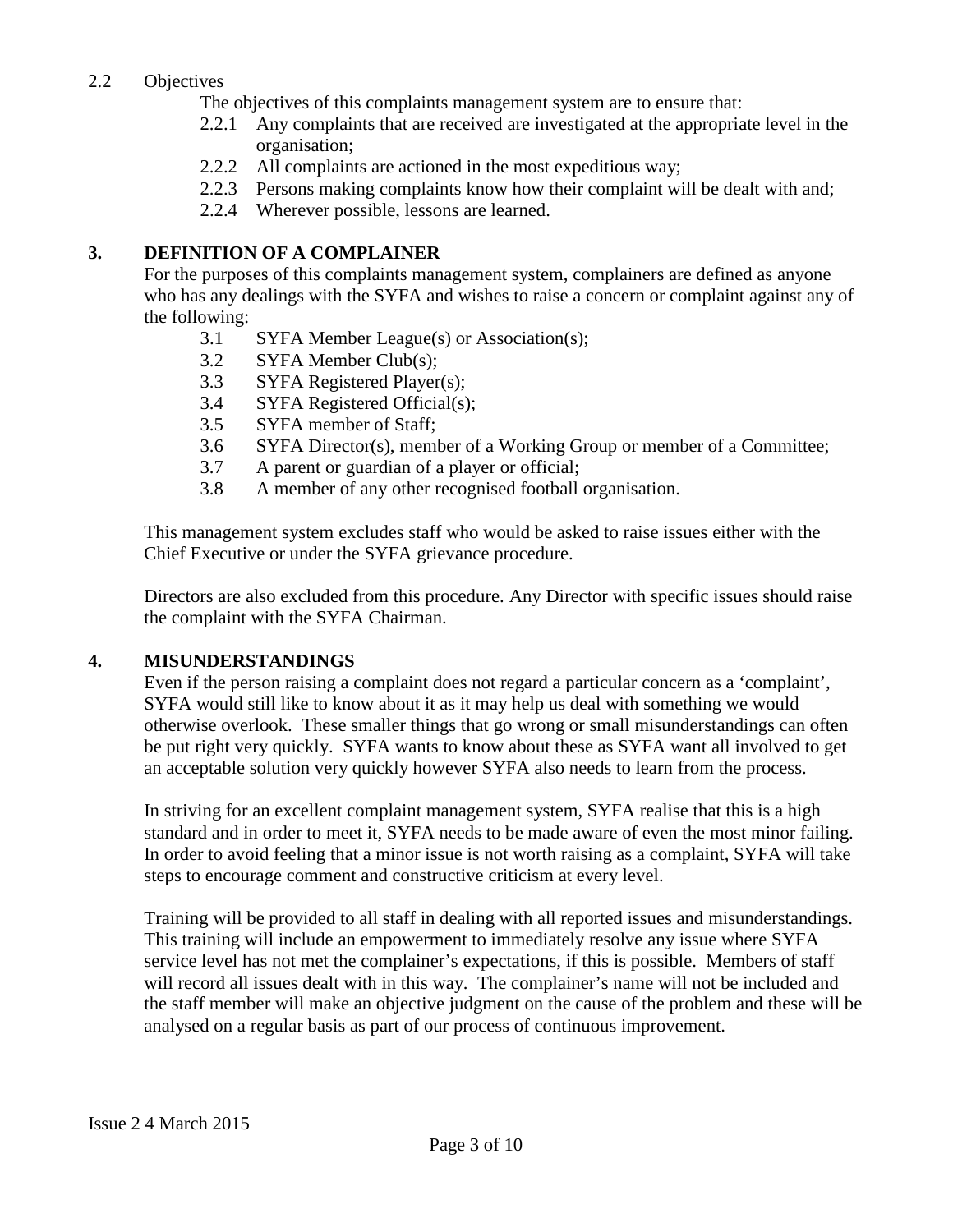2.2 Objectives

The objectives of this complaints management system are to ensure that:

2.2.1 Any complaints that are received are investigated at the appropriate level in the organisation;

2.2.2 All complaints are actioned in the most expeditious way;

2.2.3 Persons making complaints know how their complaint will be dealt with and;

2.2.4 Wherever possible, lessons are learned.

## 3. DEFINITION OF A COMPLAINER

For the purposes of this complaints management system, complainers are defined as anyone who has any dealings with the SYFA and wishes to raise a concern or complaint against any of the following:

3.1 SYFA Member League(s) or Association(s);

3.2 SYFA Member Club(s);

3.3 SYFA Registered Player(s);

3.4 SYFA Registered Official(s);

3.5 SYFA member of Staff;

3.6 SYFA Director(s), member of a Working Group or member of a Committee;

3.7 A parent or guardian of a player or official;

3.8 A member of any other recognised football organisation.

This management system excludes staff who would be asked to raise issues either with the Chief Executive or under the SYFA grievance procedure.

Directors are also excluded from this procedure. Any Director with specific issues should raise the complaint with the SYFA Chairman.

## 4. MISUNDERSTANDINGS

Even if the person raising a complaint does not regard a particular concern as a 'complaint', SYFA would still like to know about it as it may help us deal with something we would otherwise overlook. These smaller things that go wrong or small misunderstandings can often be put right very quickly. SYFA wants to know about these as SYFA want all involved to get an acceptable solution very quickly however SYFA also needs to learn from the process.

In striving for an excellent complaint management system, SYFA realise that this is a high standard and in order to meet it, SYFA needs to be made aware of even the most minor failing. In order to avoid feeling that a minor issue is not worth raising as a complaint, SYFA will take steps to encourage comment and constructive criticism at every level.

Training will be provided to all staff in dealing with all reported issues and misunderstandings. This training will include an empowerment to immediately resolve any issue where SYFA service level has not met the complainer's expectations, if this is possible. Members of staff will record all issues dealt with in this way. The complainer's name will not be included and the staff member will make an objective judgment on the cause of the problem and these will be analysed on a regular basis as part of our process of continuous improvement.

Issue 2 4 March 2015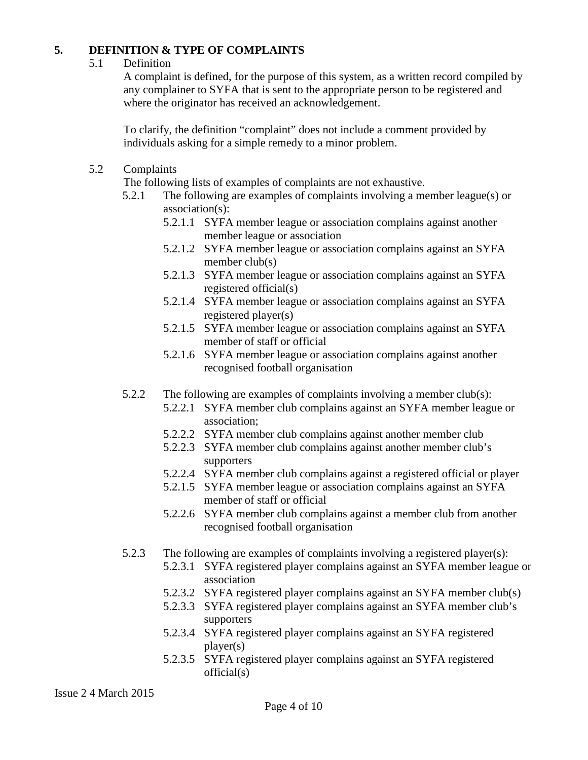## 5. DEFINITION & TYPE OF COMPLAINTS

5.1 Definition

A complaint is defined, for the purpose of this system, as a written record compiled by any complainer to SYFA that is sent to the appropriate person to be registered and where the originator has received an acknowledgement.

To clarify, the definition "complaint" does not include a comment provided by individuals asking for a simple remedy to a minor problem.

5.2 Complaints

The following lists of examples of complaints are not exhaustive.

5.2.1 The following are examples of complaints involving a member league(s) or association(s):

- 5.2.1.1 SYFA member league or association complains against another member league or association
- 5.2.1.2 SYFA member league or association complains against an SYFA member club(s)
- 5.2.1.3 SYFA member league or association complains against an SYFA registered official(s)
- 5.2.1.4 SYFA member league or association complains against an SYFA registered player(s)
- 5.2.1.5 SYFA member league or association complains against an SYFA member of staff or official
- 5.2.1.6 SYFA member league or association complains against another recognised football organisation

5.2.2 The following are examples of complaints involving a member club(s):

- 5.2.2.1 SYFA member club complains against an SYFA member league or association;
- 5.2.2.2 SYFA member club complains against another member club
- 5.2.2.3 SYFA member club complains against another member club's supporters
- 5.2.2.4 SYFA member club complains against a registered official or player
- 5.2.1.5 SYFA member league or association complains against an SYFA member of staff or official
- 5.2.2.6 SYFA member club complains against a member club from another recognised football organisation

5.2.3 The following are examples of complaints involving a registered player(s):

- 5.2.3.1 SYFA registered player complains against an SYFA member league or association
- 5.2.3.2 SYFA registered player complains against an SYFA member club(s)
- 5.2.3.3 SYFA registered player complains against an SYFA member club's supporters
- 5.2.3.4 SYFA registered player complains against an SYFA registered player(s)
- 5.2.3.5 SYFA registered player complains against an SYFA registered official(s)

Issue 2 4 March 2015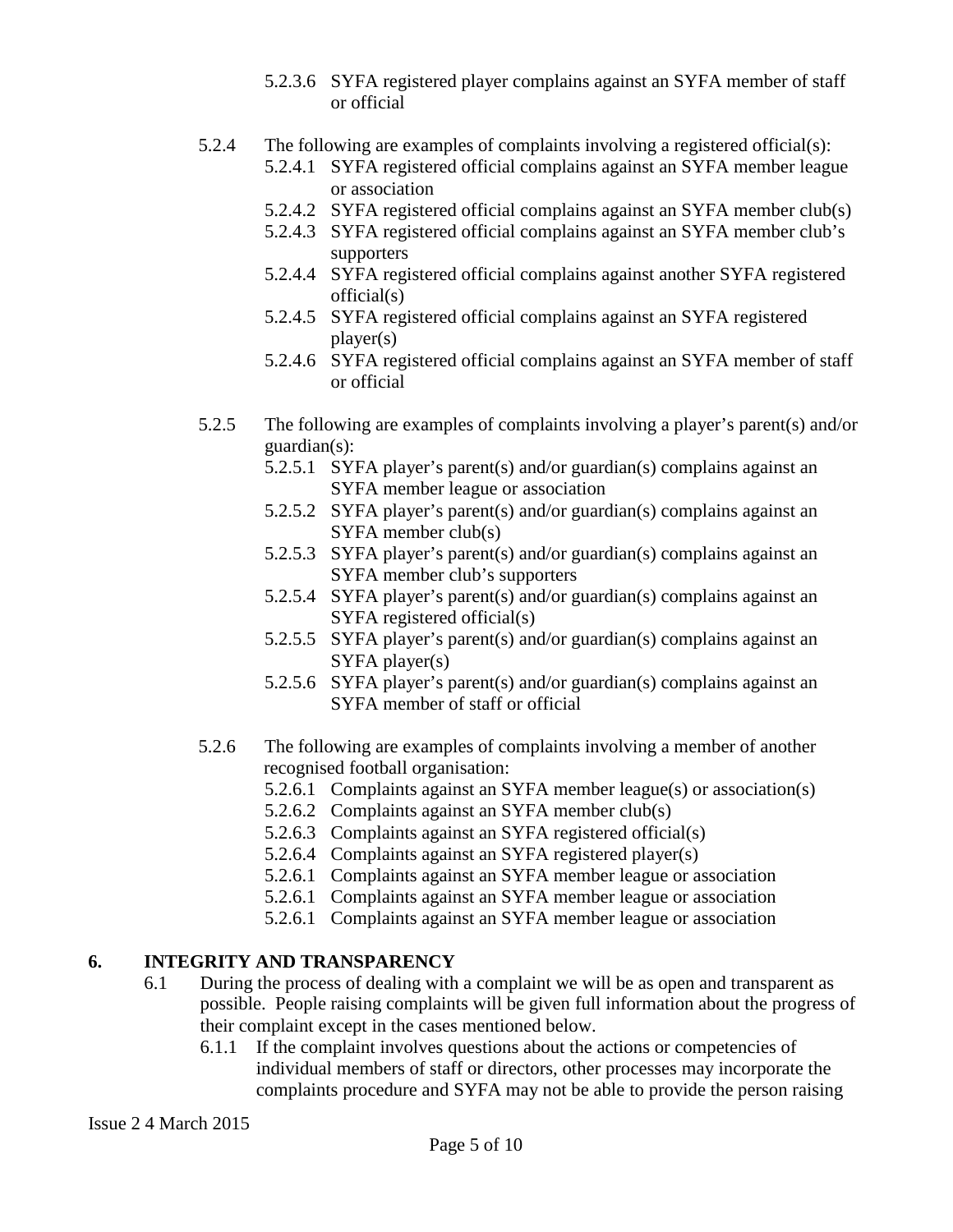5.2.3.6 SYFA registered player complains against an SYFA member of staff or official

5.2.4 The following are examples of complaints involving a registered official(s):

5.2.4.1 SYFA registered official complains against an SYFA member league or association

5.2.4.2 SYFA registered official complains against an SYFA member club(s)

5.2.4.3 SYFA registered official complains against an SYFA member club's supporters

5.2.4.4 SYFA registered official complains against another SYFA registered official(s)

5.2.4.5 SYFA registered official complains against an SYFA registered player(s)

5.2.4.6 SYFA registered official complains against an SYFA member of staff or official

5.2.5 The following are examples of complaints involving a player's parent(s) and/or guardian(s):

5.2.5.1 SYFA player's parent(s) and/or guardian(s) complains against an SYFA member league or association

5.2.5.2 SYFA player's parent(s) and/or guardian(s) complains against an SYFA member club(s)

5.2.5.3 SYFA player's parent(s) and/or guardian(s) complains against an SYFA member club's supporters

5.2.5.4 SYFA player's parent(s) and/or guardian(s) complains against an SYFA registered official(s)

5.2.5.5 SYFA player's parent(s) and/or guardian(s) complains against an SYFA player(s)

5.2.5.6 SYFA player's parent(s) and/or guardian(s) complains against an SYFA member of staff or official

5.2.6 The following are examples of complaints involving a member of another recognised football organisation:

5.2.6.1 Complaints against an SYFA member league(s) or association(s)

5.2.6.2 Complaints against an SYFA member club(s)

5.2.6.3 Complaints against an SYFA registered official(s)

5.2.6.4 Complaints against an SYFA registered player(s)

5.2.6.1 Complaints against an SYFA member league or association

5.2.6.1 Complaints against an SYFA member league or association

5.2.6.1 Complaints against an SYFA member league or association

## 6. INTEGRITY AND TRANSPARENCY

6.1 During the process of dealing with a complaint we will be as open and transparent as possible. People raising complaints will be given full information about the progress of their complaint except in the cases mentioned below.

6.1.1 If the complaint involves questions about the actions or competencies of individual members of staff or directors, other processes may incorporate the complaints procedure and SYFA may not be able to provide the person raising

Issue 2 4 March 2015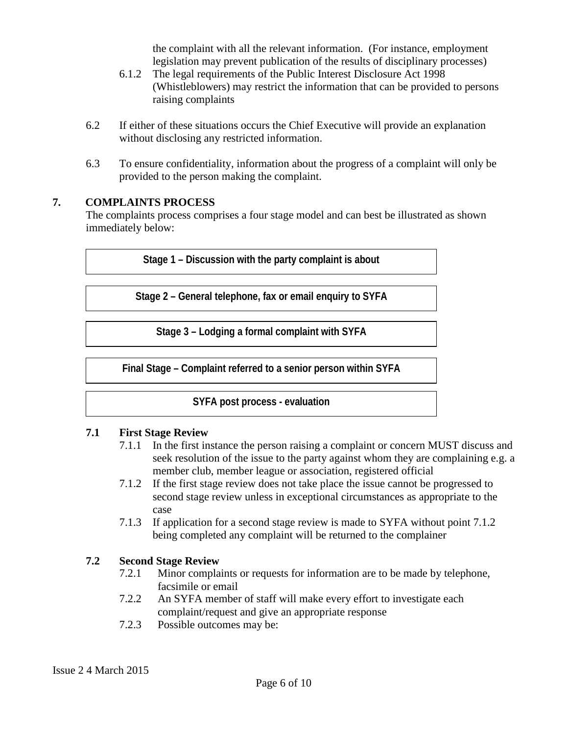the complaint with all the relevant information. (For instance, employment legislation may prevent publication of the results of disciplinary processes)

6.1.2 The legal requirements of the Public Interest Disclosure Act 1998 (Whistleblowers) may restrict the information that can be provided to persons raising complaints

6.2 If either of these situations occurs the Chief Executive will provide an explanation without disclosing any restricted information.

6.3 To ensure confidentiality, information about the progress of a complaint will only be provided to the person making the complaint.

## 7. COMPLAINTS PROCESS

The complaints process comprises a four stage model and can best be illustrated as shown immediately below:

| **Stage 1 – Discussion with the party complaint is about** |
|---|
| **Stage 2 – General telephone, fax or email enquiry to SYFA** |
| **Stage 3 – Lodging a formal complaint with SYFA** |
| **Final Stage – Complaint referred to a senior person within SYFA** |
| **SYFA post process - evaluation** |

### 7.1 First Stage Review

7.1.1 In the first instance the person raising a complaint or concern MUST discuss and seek resolution of the issue to the party against whom they are complaining e.g. a member club, member league or association, registered official

7.1.2 If the first stage review does not take place the issue cannot be progressed to second stage review unless in exceptional circumstances as appropriate to the case

7.1.3 If application for a second stage review is made to SYFA without point 7.1.2 being completed any complaint will be returned to the complainer

### 7.2 Second Stage Review

7.2.1 Minor complaints or requests for information are to be made by telephone, facsimile or email

7.2.2 An SYFA member of staff will make every effort to investigate each complaint/request and give an appropriate response

7.2.3 Possible outcomes may be:

Issue 2 4 March 2015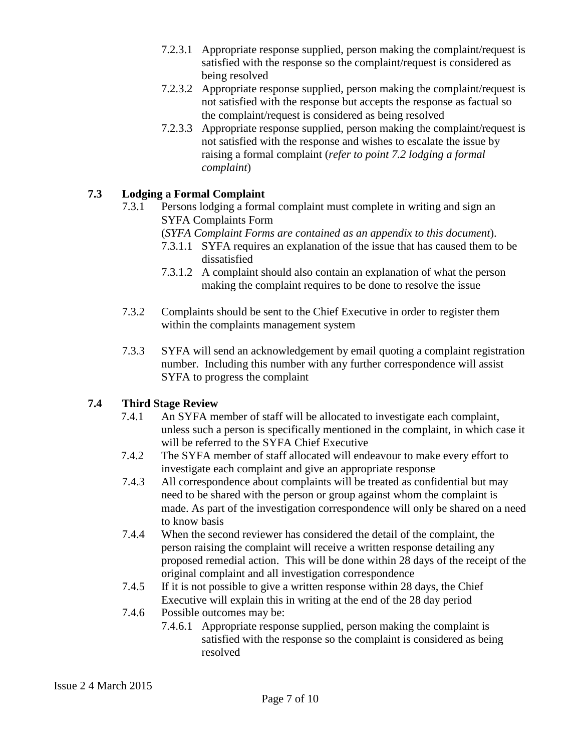- 7.2.3.1 Appropriate response supplied, person making the complaint/request is satisfied with the response so the complaint/request is considered as being resolved
- 7.2.3.2 Appropriate response supplied, person making the complaint/request is not satisfied with the response but accepts the response as factual so the complaint/request is considered as being resolved
- 7.2.3.3 Appropriate response supplied, person making the complaint/request is not satisfied with the response and wishes to escalate the issue by raising a formal complaint (*refer to point 7.2 lodging a formal complaint*)

### 7.3 Lodging a Formal Complaint

7.3.1 Persons lodging a formal complaint must complete in writing and sign an SYFA Complaints Form
(*SYFA Complaint Forms are contained as an appendix to this document*).

- 7.3.1.1 SYFA requires an explanation of the issue that has caused them to be dissatisfied
- 7.3.1.2 A complaint should also contain an explanation of what the person making the complaint requires to be done to resolve the issue

7.3.2 Complaints should be sent to the Chief Executive in order to register them within the complaints management system

7.3.3 SYFA will send an acknowledgement by email quoting a complaint registration number. Including this number with any further correspondence will assist SYFA to progress the complaint

### 7.4 Third Stage Review

7.4.1 An SYFA member of staff will be allocated to investigate each complaint, unless such a person is specifically mentioned in the complaint, in which case it will be referred to the SYFA Chief Executive

7.4.2 The SYFA member of staff allocated will endeavour to make every effort to investigate each complaint and give an appropriate response

7.4.3 All correspondence about complaints will be treated as confidential but may need to be shared with the person or group against whom the complaint is made. As part of the investigation correspondence will only be shared on a need to know basis

7.4.4 When the second reviewer has considered the detail of the complaint, the person raising the complaint will receive a written response detailing any proposed remedial action. This will be done within 28 days of the receipt of the original complaint and all investigation correspondence

7.4.5 If it is not possible to give a written response within 28 days, the Chief Executive will explain this in writing at the end of the 28 day period

7.4.6 Possible outcomes may be:

- 7.4.6.1 Appropriate response supplied, person making the complaint is satisfied with the response so the complaint is considered as being resolved

Issue 2 4 March 2015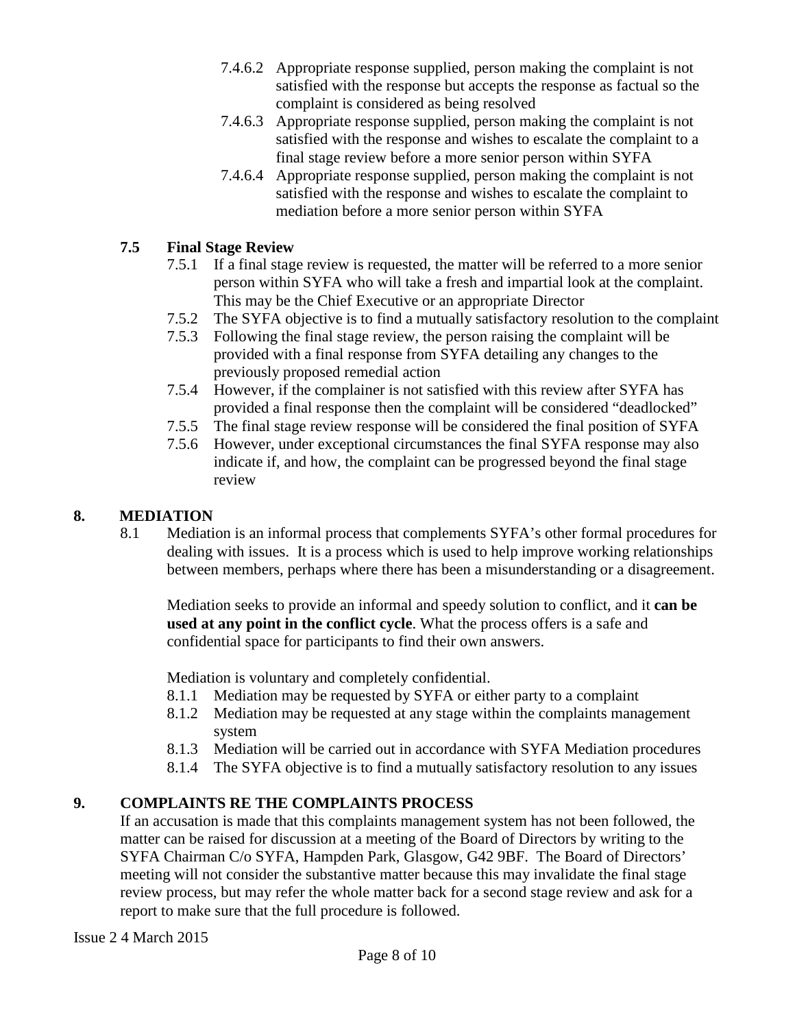7.4.6.2 Appropriate response supplied, person making the complaint is not satisfied with the response but accepts the response as factual so the complaint is considered as being resolved

7.4.6.3 Appropriate response supplied, person making the complaint is not satisfied with the response and wishes to escalate the complaint to a final stage review before a more senior person within SYFA

7.4.6.4 Appropriate response supplied, person making the complaint is not satisfied with the response and wishes to escalate the complaint to mediation before a more senior person within SYFA

### 7.5 Final Stage Review

7.5.1 If a final stage review is requested, the matter will be referred to a more senior person within SYFA who will take a fresh and impartial look at the complaint. This may be the Chief Executive or an appropriate Director

7.5.2 The SYFA objective is to find a mutually satisfactory resolution to the complaint

7.5.3 Following the final stage review, the person raising the complaint will be provided with a final response from SYFA detailing any changes to the previously proposed remedial action

7.5.4 However, if the complainer is not satisfied with this review after SYFA has provided a final response then the complaint will be considered "deadlocked"

7.5.5 The final stage review response will be considered the final position of SYFA

7.5.6 However, under exceptional circumstances the final SYFA response may also indicate if, and how, the complaint can be progressed beyond the final stage review

## 8. MEDIATION

8.1 Mediation is an informal process that complements SYFA's other formal procedures for dealing with issues. It is a process which is used to help improve working relationships between members, perhaps where there has been a misunderstanding or a disagreement.

Mediation seeks to provide an informal and speedy solution to conflict, and it **can be used at any point in the conflict cycle**. What the process offers is a safe and confidential space for participants to find their own answers.

Mediation is voluntary and completely confidential.

8.1.1 Mediation may be requested by SYFA or either party to a complaint

8.1.2 Mediation may be requested at any stage within the complaints management system

8.1.3 Mediation will be carried out in accordance with SYFA Mediation procedures

8.1.4 The SYFA objective is to find a mutually satisfactory resolution to any issues

## 9. COMPLAINTS RE THE COMPLAINTS PROCESS

If an accusation is made that this complaints management system has not been followed, the matter can be raised for discussion at a meeting of the Board of Directors by writing to the SYFA Chairman C/o SYFA, Hampden Park, Glasgow, G42 9BF. The Board of Directors' meeting will not consider the substantive matter because this may invalidate the final stage review process, but may refer the whole matter back for a second stage review and ask for a report to make sure that the full procedure is followed.

Issue 2 4 March 2015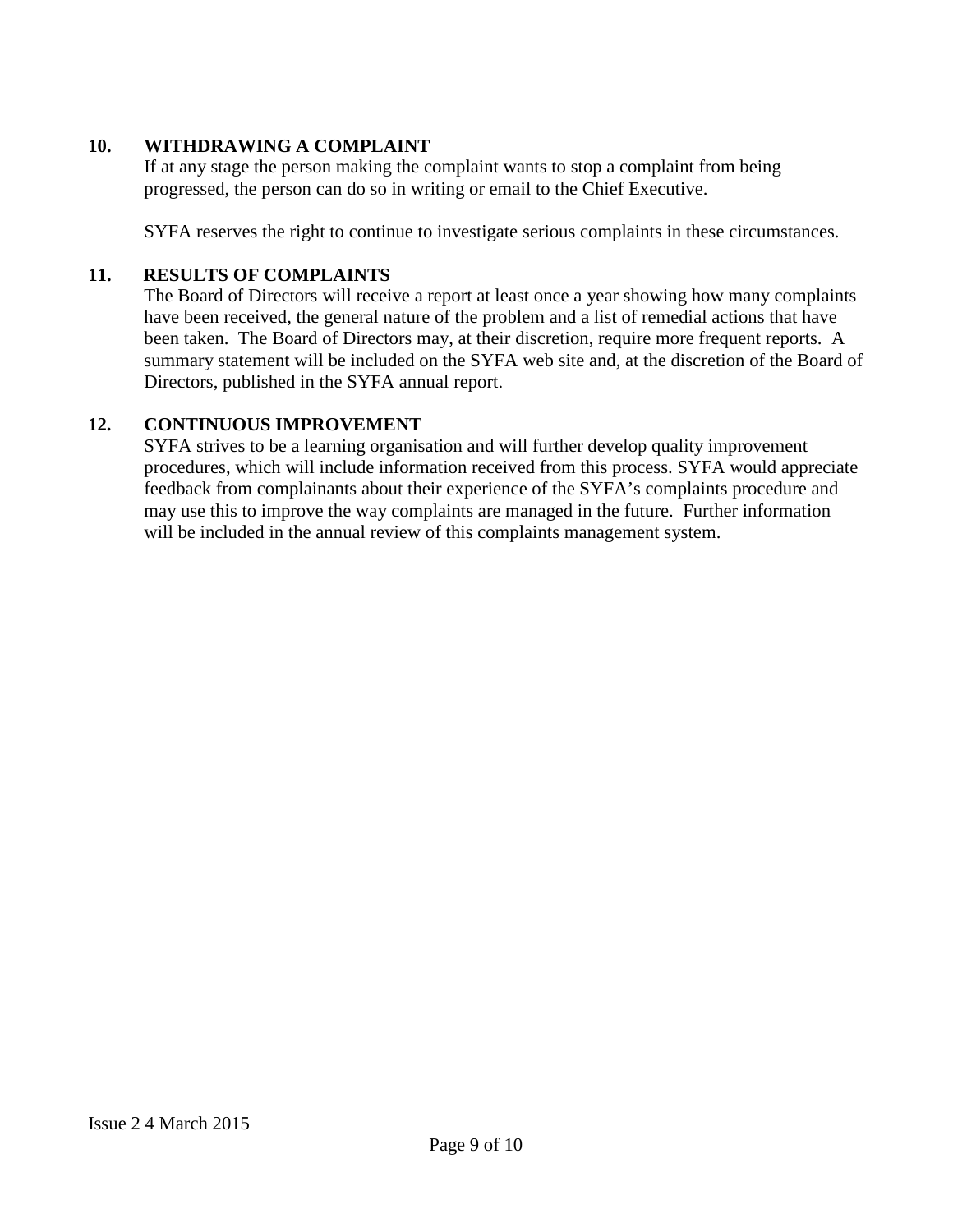## 10. WITHDRAWING A COMPLAINT

If at any stage the person making the complaint wants to stop a complaint from being progressed, the person can do so in writing or email to the Chief Executive.

SYFA reserves the right to continue to investigate serious complaints in these circumstances.

## 11. RESULTS OF COMPLAINTS

The Board of Directors will receive a report at least once a year showing how many complaints have been received, the general nature of the problem and a list of remedial actions that have been taken. The Board of Directors may, at their discretion, require more frequent reports. A summary statement will be included on the SYFA web site and, at the discretion of the Board of Directors, published in the SYFA annual report.

## 12. CONTINUOUS IMPROVEMENT

SYFA strives to be a learning organisation and will further develop quality improvement procedures, which will include information received from this process. SYFA would appreciate feedback from complainants about their experience of the SYFA's complaints procedure and may use this to improve the way complaints are managed in the future. Further information will be included in the annual review of this complaints management system.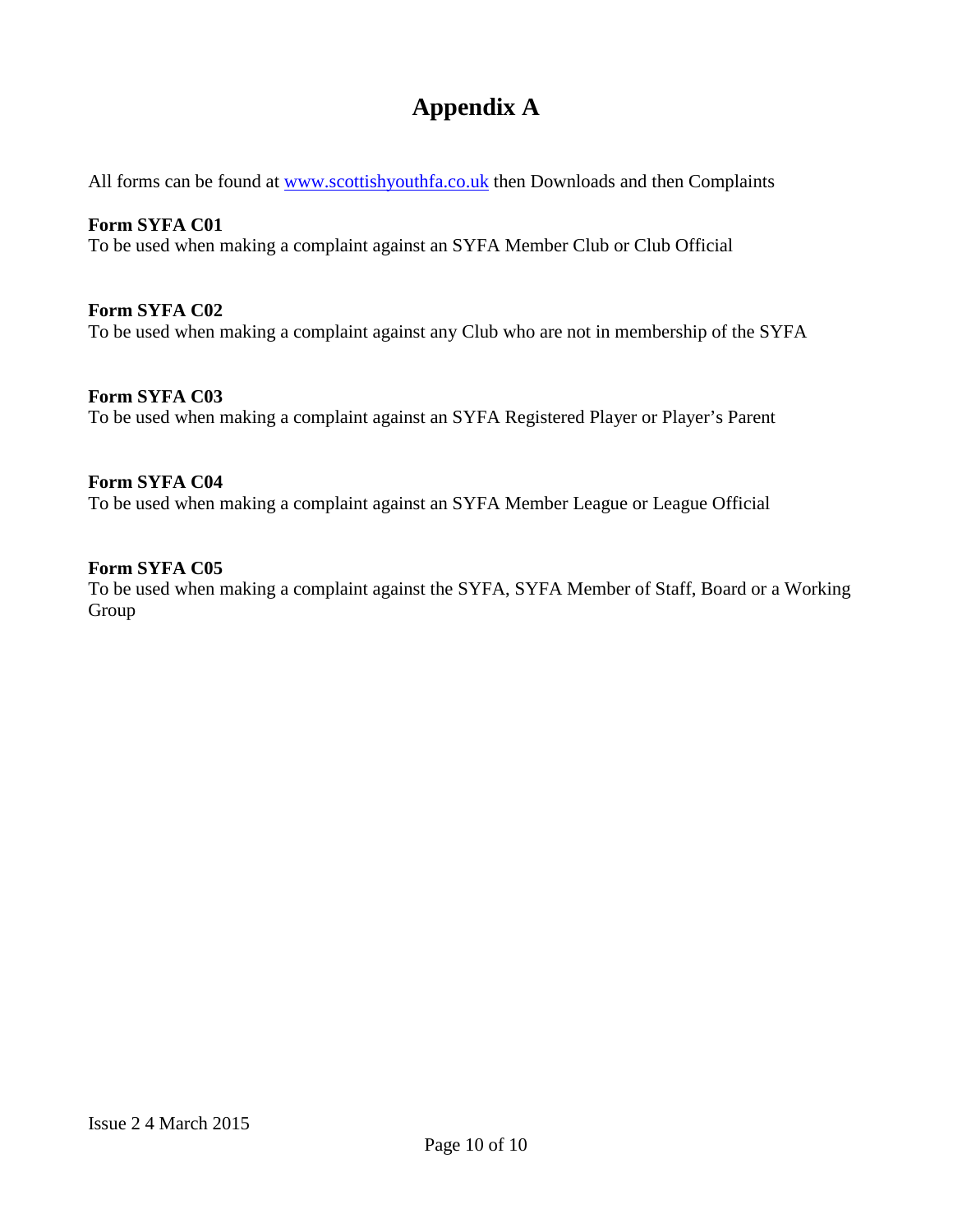# Appendix A

All forms can be found at [www.scottishyouthfa.co.uk](http://www.scottishyouthfa.co.uk) then Downloads and then Complaints

**Form SYFA C01**
To be used when making a complaint against an SYFA Member Club or Club Official

**Form SYFA C02**
To be used when making a complaint against any Club who are not in membership of the SYFA

**Form SYFA C03**
To be used when making a complaint against an SYFA Registered Player or Player's Parent

**Form SYFA C04**
To be used when making a complaint against an SYFA Member League or League Official

**Form SYFA C05**
To be used when making a complaint against the SYFA, SYFA Member of Staff, Board or a Working Group

Issue 2 4 March 2015